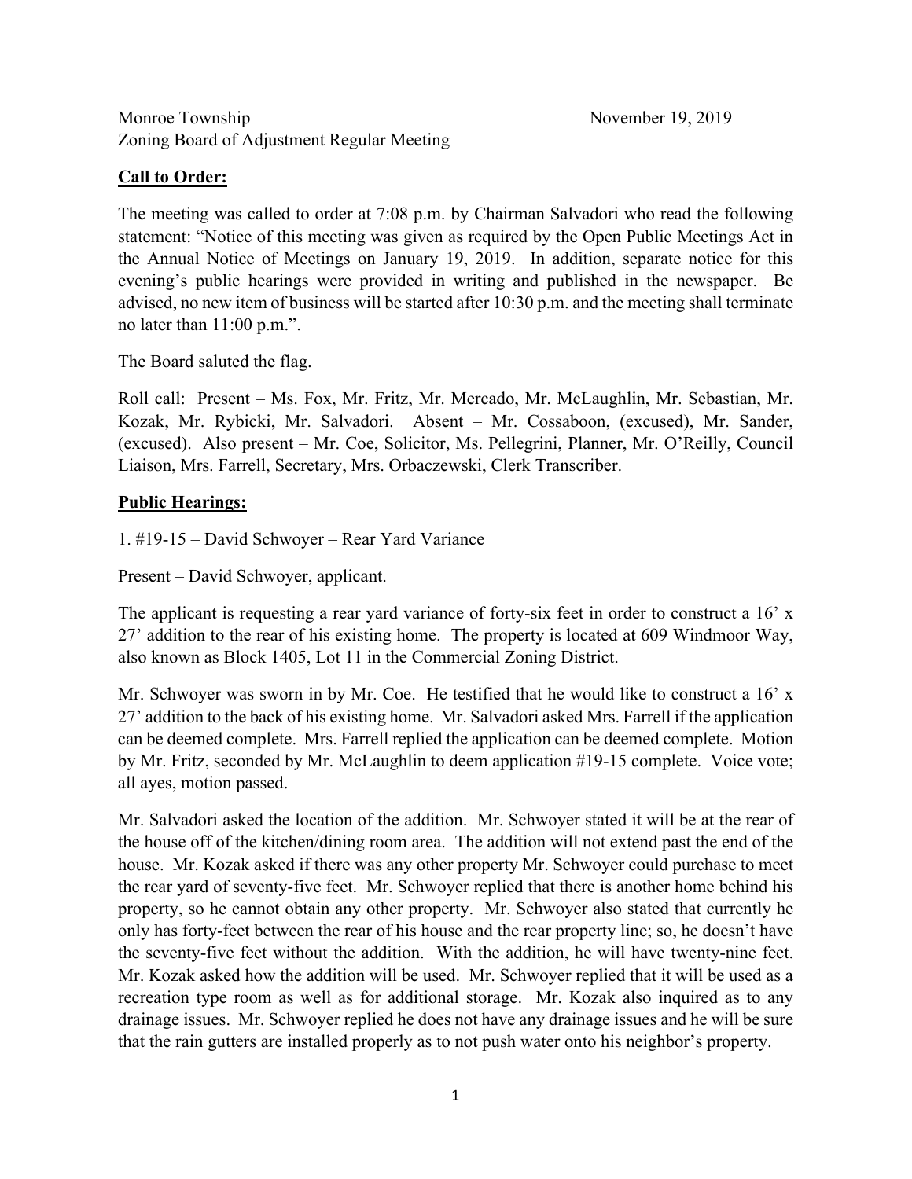Monroe Township November 19, 2019
Zoning Board of Adjustment Regular Meeting

**Call to Order:**

The meeting was called to order at 7:08 p.m. by Chairman Salvadori who read the following statement: "Notice of this meeting was given as required by the Open Public Meetings Act in the Annual Notice of Meetings on January 19, 2019. In addition, separate notice for this evening's public hearings were provided in writing and published in the newspaper. Be advised, no new item of business will be started after 10:30 p.m. and the meeting shall terminate no later than 11:00 p.m.".

The Board saluted the flag.

Roll call: Present – Ms. Fox, Mr. Fritz, Mr. Mercado, Mr. McLaughlin, Mr. Sebastian, Mr. Kozak, Mr. Rybicki, Mr. Salvadori. Absent – Mr. Cossaboon, (excused), Mr. Sander, (excused). Also present – Mr. Coe, Solicitor, Ms. Pellegrini, Planner, Mr. O'Reilly, Council Liaison, Mrs. Farrell, Secretary, Mrs. Orbaczewski, Clerk Transcriber.

**Public Hearings:**

1. #19-15 – David Schwoyer – Rear Yard Variance

Present – David Schwoyer, applicant.

The applicant is requesting a rear yard variance of forty-six feet in order to construct a 16' x 27' addition to the rear of his existing home. The property is located at 609 Windmoor Way, also known as Block 1405, Lot 11 in the Commercial Zoning District.

Mr. Schwoyer was sworn in by Mr. Coe. He testified that he would like to construct a 16' x 27' addition to the back of his existing home. Mr. Salvadori asked Mrs. Farrell if the application can be deemed complete. Mrs. Farrell replied the application can be deemed complete. Motion by Mr. Fritz, seconded by Mr. McLaughlin to deem application #19-15 complete. Voice vote; all ayes, motion passed.

Mr. Salvadori asked the location of the addition. Mr. Schwoyer stated it will be at the rear of the house off of the kitchen/dining room area. The addition will not extend past the end of the house. Mr. Kozak asked if there was any other property Mr. Schwoyer could purchase to meet the rear yard of seventy-five feet. Mr. Schwoyer replied that there is another home behind his property, so he cannot obtain any other property. Mr. Schwoyer also stated that currently he only has forty-feet between the rear of his house and the rear property line; so, he doesn't have the seventy-five feet without the addition. With the addition, he will have twenty-nine feet. Mr. Kozak asked how the addition will be used. Mr. Schwoyer replied that it will be used as a recreation type room as well as for additional storage. Mr. Kozak also inquired as to any drainage issues. Mr. Schwoyer replied he does not have any drainage issues and he will be sure that the rain gutters are installed properly as to not push water onto his neighbor's property.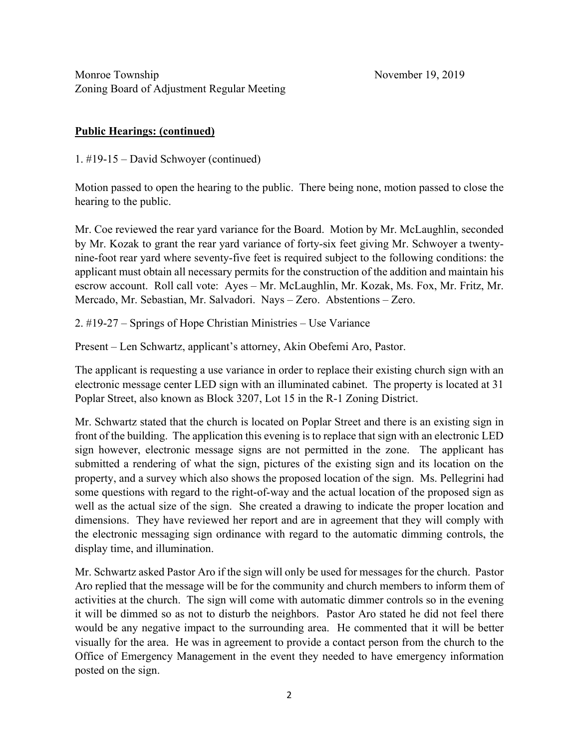Monroe Township  
Zoning Board of Adjustment Regular Meeting

November 19, 2019

**Public Hearings: (continued)**

1. #19-15 – David Schwoyer (continued)

Motion passed to open the hearing to the public. There being none, motion passed to close the hearing to the public.

Mr. Coe reviewed the rear yard variance for the Board. Motion by Mr. McLaughlin, seconded by Mr. Kozak to grant the rear yard variance of forty-six feet giving Mr. Schwoyer a twenty-nine-foot rear yard where seventy-five feet is required subject to the following conditions: the applicant must obtain all necessary permits for the construction of the addition and maintain his escrow account. Roll call vote: Ayes – Mr. McLaughlin, Mr. Kozak, Ms. Fox, Mr. Fritz, Mr. Mercado, Mr. Sebastian, Mr. Salvadori. Nays – Zero. Abstentions – Zero.

2. #19-27 – Springs of Hope Christian Ministries – Use Variance

Present – Len Schwartz, applicant's attorney, Akin Obefemi Aro, Pastor.

The applicant is requesting a use variance in order to replace their existing church sign with an electronic message center LED sign with an illuminated cabinet. The property is located at 31 Poplar Street, also known as Block 3207, Lot 15 in the R-1 Zoning District.

Mr. Schwartz stated that the church is located on Poplar Street and there is an existing sign in front of the building. The application this evening is to replace that sign with an electronic LED sign however, electronic message signs are not permitted in the zone. The applicant has submitted a rendering of what the sign, pictures of the existing sign and its location on the property, and a survey which also shows the proposed location of the sign. Ms. Pellegrini had some questions with regard to the right-of-way and the actual location of the proposed sign as well as the actual size of the sign. She created a drawing to indicate the proper location and dimensions. They have reviewed her report and are in agreement that they will comply with the electronic messaging sign ordinance with regard to the automatic dimming controls, the display time, and illumination.

Mr. Schwartz asked Pastor Aro if the sign will only be used for messages for the church. Pastor Aro replied that the message will be for the community and church members to inform them of activities at the church. The sign will come with automatic dimmer controls so in the evening it will be dimmed so as not to disturb the neighbors. Pastor Aro stated he did not feel there would be any negative impact to the surrounding area. He commented that it will be better visually for the area. He was in agreement to provide a contact person from the church to the Office of Emergency Management in the event they needed to have emergency information posted on the sign.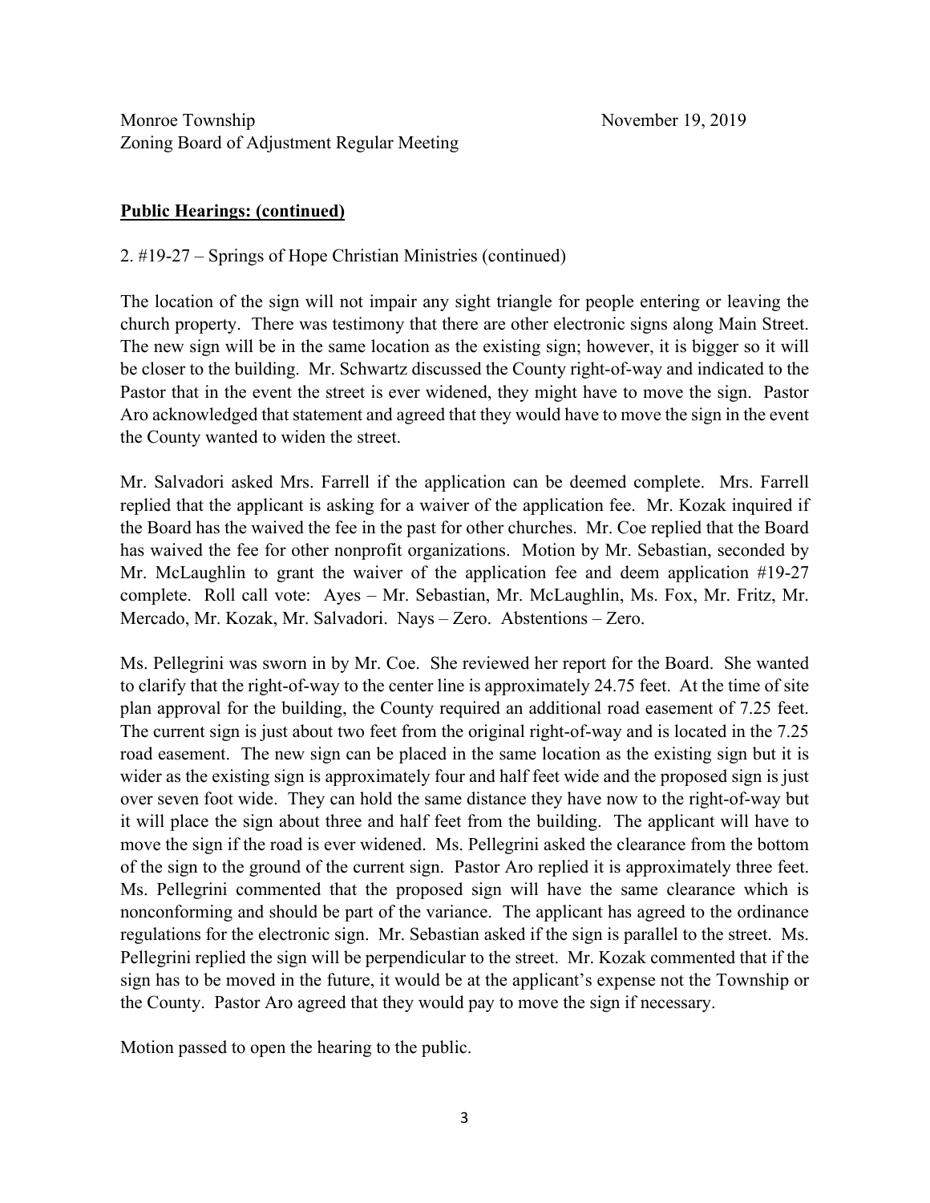Monroe Township November 19, 2019
Zoning Board of Adjustment Regular Meeting

**Public Hearings: (continued)**

2. #19-27 – Springs of Hope Christian Ministries (continued)

The location of the sign will not impair any sight triangle for people entering or leaving the church property. There was testimony that there are other electronic signs along Main Street. The new sign will be in the same location as the existing sign; however, it is bigger so it will be closer to the building. Mr. Schwartz discussed the County right-of-way and indicated to the Pastor that in the event the street is ever widened, they might have to move the sign. Pastor Aro acknowledged that statement and agreed that they would have to move the sign in the event the County wanted to widen the street.

Mr. Salvadori asked Mrs. Farrell if the application can be deemed complete. Mrs. Farrell replied that the applicant is asking for a waiver of the application fee. Mr. Kozak inquired if the Board has the waived the fee in the past for other churches. Mr. Coe replied that the Board has waived the fee for other nonprofit organizations. Motion by Mr. Sebastian, seconded by Mr. McLaughlin to grant the waiver of the application fee and deem application #19-27 complete. Roll call vote: Ayes – Mr. Sebastian, Mr. McLaughlin, Ms. Fox, Mr. Fritz, Mr. Mercado, Mr. Kozak, Mr. Salvadori. Nays – Zero. Abstentions – Zero.

Ms. Pellegrini was sworn in by Mr. Coe. She reviewed her report for the Board. She wanted to clarify that the right-of-way to the center line is approximately 24.75 feet. At the time of site plan approval for the building, the County required an additional road easement of 7.25 feet. The current sign is just about two feet from the original right-of-way and is located in the 7.25 road easement. The new sign can be placed in the same location as the existing sign but it is wider as the existing sign is approximately four and half feet wide and the proposed sign is just over seven foot wide. They can hold the same distance they have now to the right-of-way but it will place the sign about three and half feet from the building. The applicant will have to move the sign if the road is ever widened. Ms. Pellegrini asked the clearance from the bottom of the sign to the ground of the current sign. Pastor Aro replied it is approximately three feet. Ms. Pellegrini commented that the proposed sign will have the same clearance which is nonconforming and should be part of the variance. The applicant has agreed to the ordinance regulations for the electronic sign. Mr. Sebastian asked if the sign is parallel to the street. Ms. Pellegrini replied the sign will be perpendicular to the street. Mr. Kozak commented that if the sign has to be moved in the future, it would be at the applicant's expense not the Township or the County. Pastor Aro agreed that they would pay to move the sign if necessary.

Motion passed to open the hearing to the public.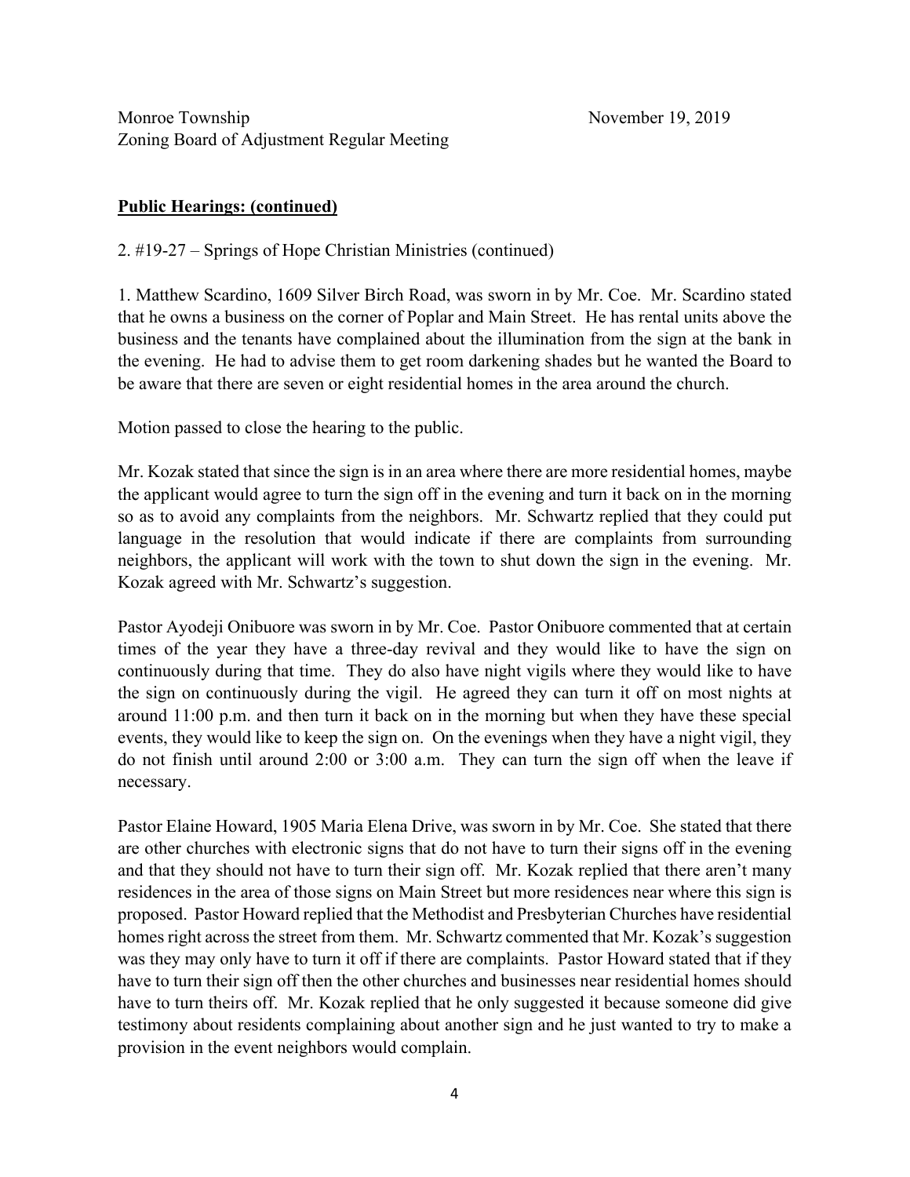Monroe Township November 19, 2019
Zoning Board of Adjustment Regular Meeting

**Public Hearings: (continued)**

2. #19-27 – Springs of Hope Christian Ministries (continued)

1. Matthew Scardino, 1609 Silver Birch Road, was sworn in by Mr. Coe. Mr. Scardino stated that he owns a business on the corner of Poplar and Main Street. He has rental units above the business and the tenants have complained about the illumination from the sign at the bank in the evening. He had to advise them to get room darkening shades but he wanted the Board to be aware that there are seven or eight residential homes in the area around the church.

Motion passed to close the hearing to the public.

Mr. Kozak stated that since the sign is in an area where there are more residential homes, maybe the applicant would agree to turn the sign off in the evening and turn it back on in the morning so as to avoid any complaints from the neighbors. Mr. Schwartz replied that they could put language in the resolution that would indicate if there are complaints from surrounding neighbors, the applicant will work with the town to shut down the sign in the evening. Mr. Kozak agreed with Mr. Schwartz's suggestion.

Pastor Ayodeji Onibuore was sworn in by Mr. Coe. Pastor Onibuore commented that at certain times of the year they have a three-day revival and they would like to have the sign on continuously during that time. They do also have night vigils where they would like to have the sign on continuously during the vigil. He agreed they can turn it off on most nights at around 11:00 p.m. and then turn it back on in the morning but when they have these special events, they would like to keep the sign on. On the evenings when they have a night vigil, they do not finish until around 2:00 or 3:00 a.m. They can turn the sign off when the leave if necessary.

Pastor Elaine Howard, 1905 Maria Elena Drive, was sworn in by Mr. Coe. She stated that there are other churches with electronic signs that do not have to turn their signs off in the evening and that they should not have to turn their sign off. Mr. Kozak replied that there aren't many residences in the area of those signs on Main Street but more residences near where this sign is proposed. Pastor Howard replied that the Methodist and Presbyterian Churches have residential homes right across the street from them. Mr. Schwartz commented that Mr. Kozak's suggestion was they may only have to turn it off if there are complaints. Pastor Howard stated that if they have to turn their sign off then the other churches and businesses near residential homes should have to turn theirs off. Mr. Kozak replied that he only suggested it because someone did give testimony about residents complaining about another sign and he just wanted to try to make a provision in the event neighbors would complain.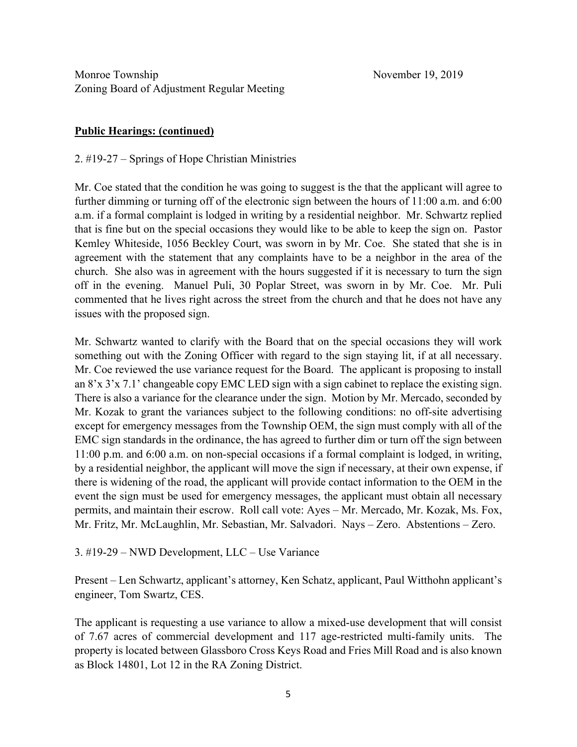Monroe Township November 19, 2019
Zoning Board of Adjustment Regular Meeting

**Public Hearings: (continued)**

2. #19-27 – Springs of Hope Christian Ministries

Mr. Coe stated that the condition he was going to suggest is the that the applicant will agree to further dimming or turning off of the electronic sign between the hours of 11:00 a.m. and 6:00 a.m. if a formal complaint is lodged in writing by a residential neighbor. Mr. Schwartz replied that is fine but on the special occasions they would like to be able to keep the sign on. Pastor Kemley Whiteside, 1056 Beckley Court, was sworn in by Mr. Coe. She stated that she is in agreement with the statement that any complaints have to be a neighbor in the area of the church. She also was in agreement with the hours suggested if it is necessary to turn the sign off in the evening. Manuel Puli, 30 Poplar Street, was sworn in by Mr. Coe. Mr. Puli commented that he lives right across the street from the church and that he does not have any issues with the proposed sign.

Mr. Schwartz wanted to clarify with the Board that on the special occasions they will work something out with the Zoning Officer with regard to the sign staying lit, if at all necessary. Mr. Coe reviewed the use variance request for the Board. The applicant is proposing to install an 8'x 3'x 7.1' changeable copy EMC LED sign with a sign cabinet to replace the existing sign. There is also a variance for the clearance under the sign. Motion by Mr. Mercado, seconded by Mr. Kozak to grant the variances subject to the following conditions: no off-site advertising except for emergency messages from the Township OEM, the sign must comply with all of the EMC sign standards in the ordinance, the has agreed to further dim or turn off the sign between 11:00 p.m. and 6:00 a.m. on non-special occasions if a formal complaint is lodged, in writing, by a residential neighbor, the applicant will move the sign if necessary, at their own expense, if there is widening of the road, the applicant will provide contact information to the OEM in the event the sign must be used for emergency messages, the applicant must obtain all necessary permits, and maintain their escrow. Roll call vote: Ayes – Mr. Mercado, Mr. Kozak, Ms. Fox, Mr. Fritz, Mr. McLaughlin, Mr. Sebastian, Mr. Salvadori. Nays – Zero. Abstentions – Zero.

3. #19-29 – NWD Development, LLC – Use Variance

Present – Len Schwartz, applicant's attorney, Ken Schatz, applicant, Paul Witthohn applicant's engineer, Tom Swartz, CES.

The applicant is requesting a use variance to allow a mixed-use development that will consist of 7.67 acres of commercial development and 117 age-restricted multi-family units. The property is located between Glassboro Cross Keys Road and Fries Mill Road and is also known as Block 14801, Lot 12 in the RA Zoning District.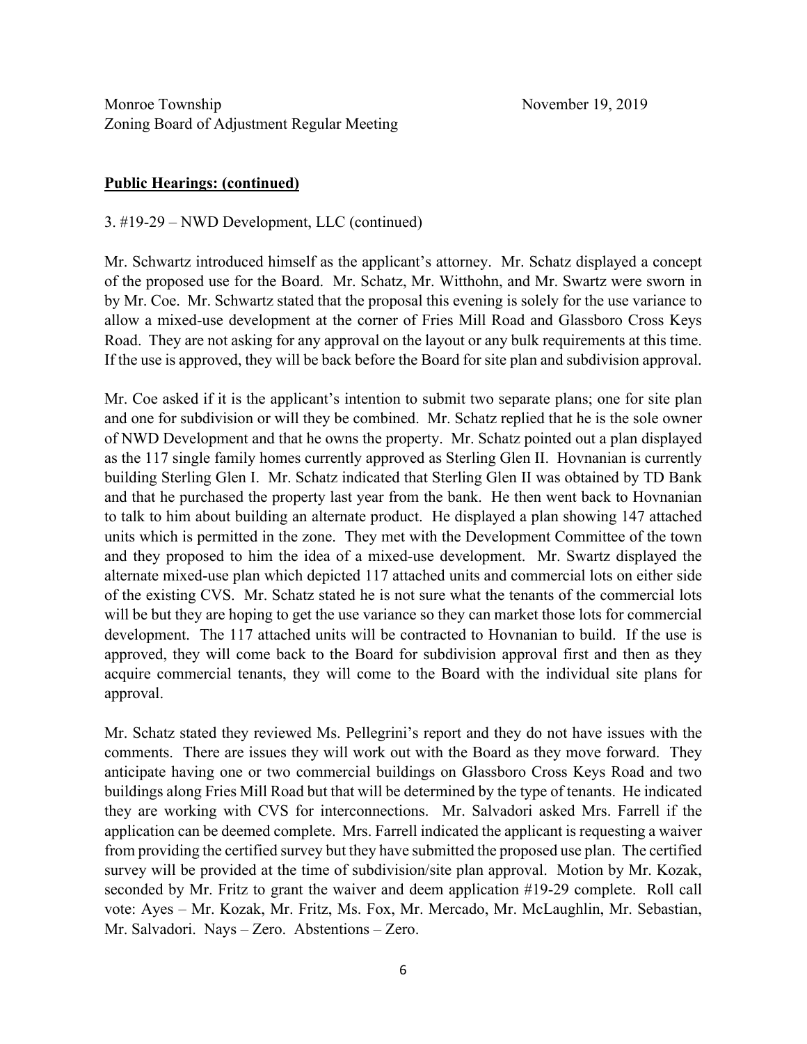Monroe Township
Zoning Board of Adjustment Regular Meeting

November 19, 2019

**Public Hearings: (continued)**

3. #19-29 – NWD Development, LLC (continued)

Mr. Schwartz introduced himself as the applicant's attorney. Mr. Schatz displayed a concept of the proposed use for the Board. Mr. Schatz, Mr. Witthohn, and Mr. Swartz were sworn in by Mr. Coe. Mr. Schwartz stated that the proposal this evening is solely for the use variance to allow a mixed-use development at the corner of Fries Mill Road and Glassboro Cross Keys Road. They are not asking for any approval on the layout or any bulk requirements at this time. If the use is approved, they will be back before the Board for site plan and subdivision approval.

Mr. Coe asked if it is the applicant's intention to submit two separate plans; one for site plan and one for subdivision or will they be combined. Mr. Schatz replied that he is the sole owner of NWD Development and that he owns the property. Mr. Schatz pointed out a plan displayed as the 117 single family homes currently approved as Sterling Glen II. Hovnanian is currently building Sterling Glen I. Mr. Schatz indicated that Sterling Glen II was obtained by TD Bank and that he purchased the property last year from the bank. He then went back to Hovnanian to talk to him about building an alternate product. He displayed a plan showing 147 attached units which is permitted in the zone. They met with the Development Committee of the town and they proposed to him the idea of a mixed-use development. Mr. Swartz displayed the alternate mixed-use plan which depicted 117 attached units and commercial lots on either side of the existing CVS. Mr. Schatz stated he is not sure what the tenants of the commercial lots will be but they are hoping to get the use variance so they can market those lots for commercial development. The 117 attached units will be contracted to Hovnanian to build. If the use is approved, they will come back to the Board for subdivision approval first and then as they acquire commercial tenants, they will come to the Board with the individual site plans for approval.

Mr. Schatz stated they reviewed Ms. Pellegrini's report and they do not have issues with the comments. There are issues they will work out with the Board as they move forward. They anticipate having one or two commercial buildings on Glassboro Cross Keys Road and two buildings along Fries Mill Road but that will be determined by the type of tenants. He indicated they are working with CVS for interconnections. Mr. Salvadori asked Mrs. Farrell if the application can be deemed complete. Mrs. Farrell indicated the applicant is requesting a waiver from providing the certified survey but they have submitted the proposed use plan. The certified survey will be provided at the time of subdivision/site plan approval. Motion by Mr. Kozak, seconded by Mr. Fritz to grant the waiver and deem application #19-29 complete. Roll call vote: Ayes – Mr. Kozak, Mr. Fritz, Ms. Fox, Mr. Mercado, Mr. McLaughlin, Mr. Sebastian, Mr. Salvadori. Nays – Zero. Abstentions – Zero.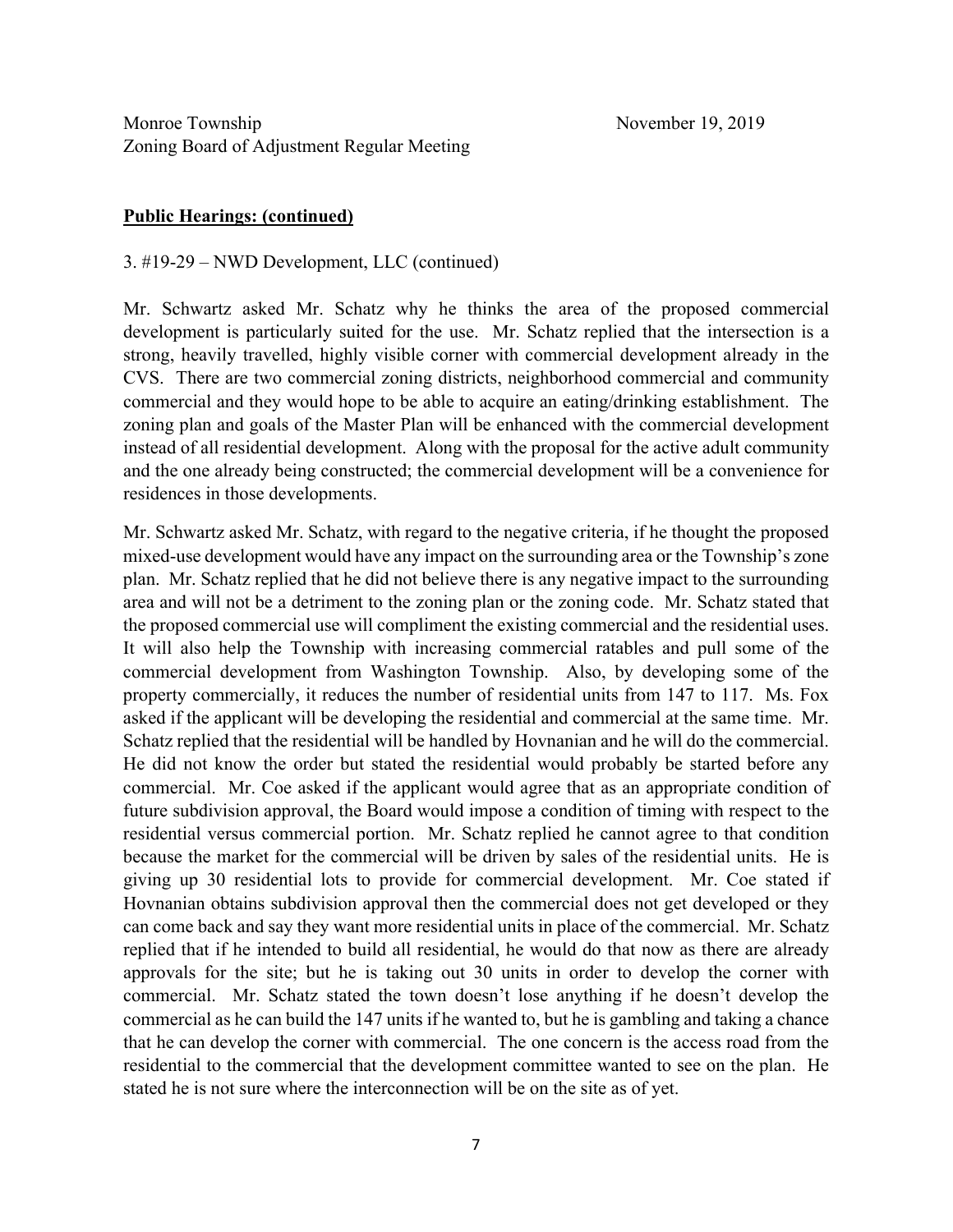Monroe Township November 19, 2019
Zoning Board of Adjustment Regular Meeting

**Public Hearings: (continued)**

3. #19-29 – NWD Development, LLC (continued)

Mr. Schwartz asked Mr. Schatz why he thinks the area of the proposed commercial development is particularly suited for the use. Mr. Schatz replied that the intersection is a strong, heavily travelled, highly visible corner with commercial development already in the CVS. There are two commercial zoning districts, neighborhood commercial and community commercial and they would hope to be able to acquire an eating/drinking establishment. The zoning plan and goals of the Master Plan will be enhanced with the commercial development instead of all residential development. Along with the proposal for the active adult community and the one already being constructed; the commercial development will be a convenience for residences in those developments.

Mr. Schwartz asked Mr. Schatz, with regard to the negative criteria, if he thought the proposed mixed-use development would have any impact on the surrounding area or the Township's zone plan. Mr. Schatz replied that he did not believe there is any negative impact to the surrounding area and will not be a detriment to the zoning plan or the zoning code. Mr. Schatz stated that the proposed commercial use will compliment the existing commercial and the residential uses. It will also help the Township with increasing commercial ratables and pull some of the commercial development from Washington Township. Also, by developing some of the property commercially, it reduces the number of residential units from 147 to 117. Ms. Fox asked if the applicant will be developing the residential and commercial at the same time. Mr. Schatz replied that the residential will be handled by Hovnanian and he will do the commercial. He did not know the order but stated the residential would probably be started before any commercial. Mr. Coe asked if the applicant would agree that as an appropriate condition of future subdivision approval, the Board would impose a condition of timing with respect to the residential versus commercial portion. Mr. Schatz replied he cannot agree to that condition because the market for the commercial will be driven by sales of the residential units. He is giving up 30 residential lots to provide for commercial development. Mr. Coe stated if Hovnanian obtains subdivision approval then the commercial does not get developed or they can come back and say they want more residential units in place of the commercial. Mr. Schatz replied that if he intended to build all residential, he would do that now as there are already approvals for the site; but he is taking out 30 units in order to develop the corner with commercial. Mr. Schatz stated the town doesn't lose anything if he doesn't develop the commercial as he can build the 147 units if he wanted to, but he is gambling and taking a chance that he can develop the corner with commercial. The one concern is the access road from the residential to the commercial that the development committee wanted to see on the plan. He stated he is not sure where the interconnection will be on the site as of yet.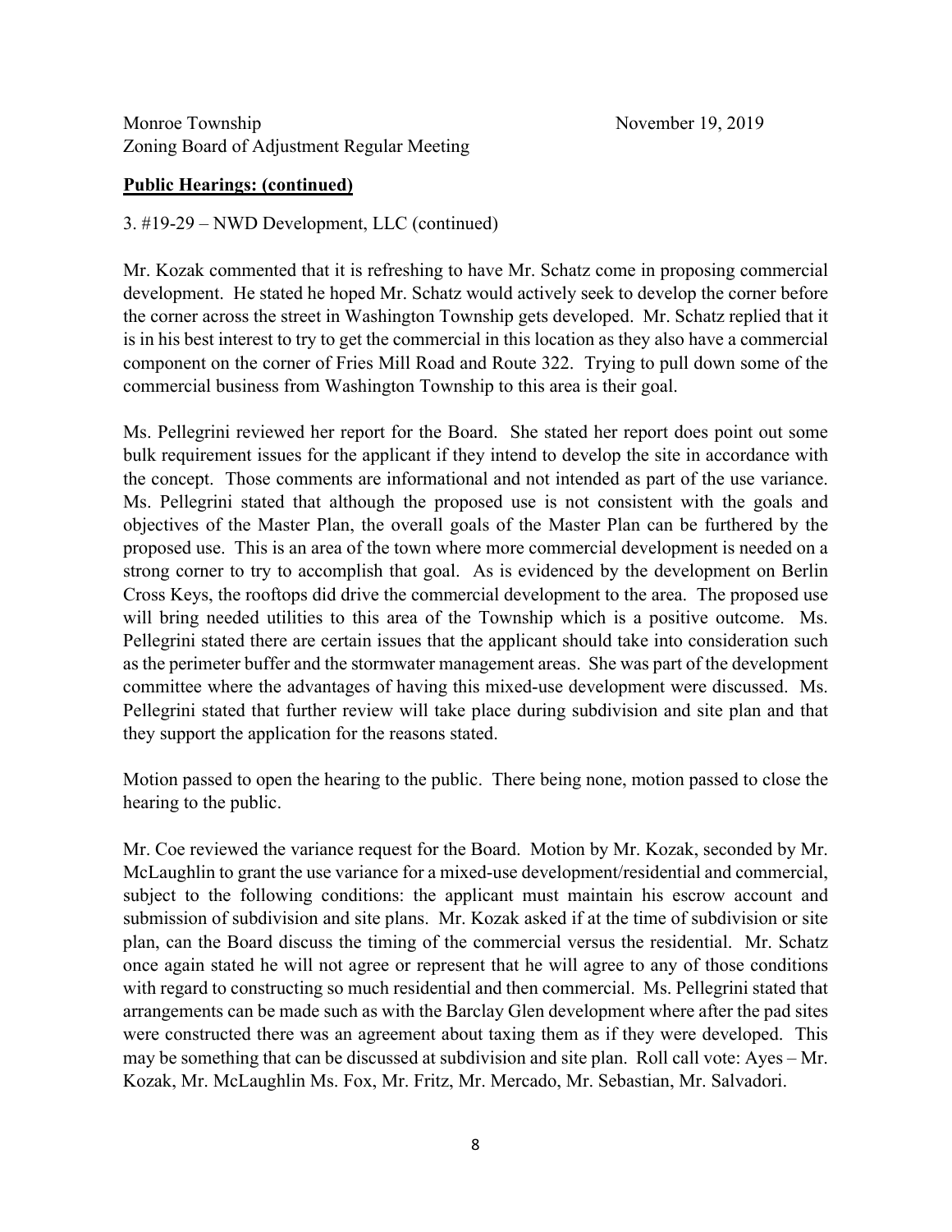Monroe Township November 19, 2019
Zoning Board of Adjustment Regular Meeting

**Public Hearings: (continued)**

3. #19-29 – NWD Development, LLC (continued)

Mr. Kozak commented that it is refreshing to have Mr. Schatz come in proposing commercial development. He stated he hoped Mr. Schatz would actively seek to develop the corner before the corner across the street in Washington Township gets developed. Mr. Schatz replied that it is in his best interest to try to get the commercial in this location as they also have a commercial component on the corner of Fries Mill Road and Route 322. Trying to pull down some of the commercial business from Washington Township to this area is their goal.

Ms. Pellegrini reviewed her report for the Board. She stated her report does point out some bulk requirement issues for the applicant if they intend to develop the site in accordance with the concept. Those comments are informational and not intended as part of the use variance. Ms. Pellegrini stated that although the proposed use is not consistent with the goals and objectives of the Master Plan, the overall goals of the Master Plan can be furthered by the proposed use. This is an area of the town where more commercial development is needed on a strong corner to try to accomplish that goal. As is evidenced by the development on Berlin Cross Keys, the rooftops did drive the commercial development to the area. The proposed use will bring needed utilities to this area of the Township which is a positive outcome. Ms. Pellegrini stated there are certain issues that the applicant should take into consideration such as the perimeter buffer and the stormwater management areas. She was part of the development committee where the advantages of having this mixed-use development were discussed. Ms. Pellegrini stated that further review will take place during subdivision and site plan and that they support the application for the reasons stated.

Motion passed to open the hearing to the public. There being none, motion passed to close the hearing to the public.

Mr. Coe reviewed the variance request for the Board. Motion by Mr. Kozak, seconded by Mr. McLaughlin to grant the use variance for a mixed-use development/residential and commercial, subject to the following conditions: the applicant must maintain his escrow account and submission of subdivision and site plans. Mr. Kozak asked if at the time of subdivision or site plan, can the Board discuss the timing of the commercial versus the residential. Mr. Schatz once again stated he will not agree or represent that he will agree to any of those conditions with regard to constructing so much residential and then commercial. Ms. Pellegrini stated that arrangements can be made such as with the Barclay Glen development where after the pad sites were constructed there was an agreement about taxing them as if they were developed. This may be something that can be discussed at subdivision and site plan. Roll call vote: Ayes – Mr. Kozak, Mr. McLaughlin Ms. Fox, Mr. Fritz, Mr. Mercado, Mr. Sebastian, Mr. Salvadori.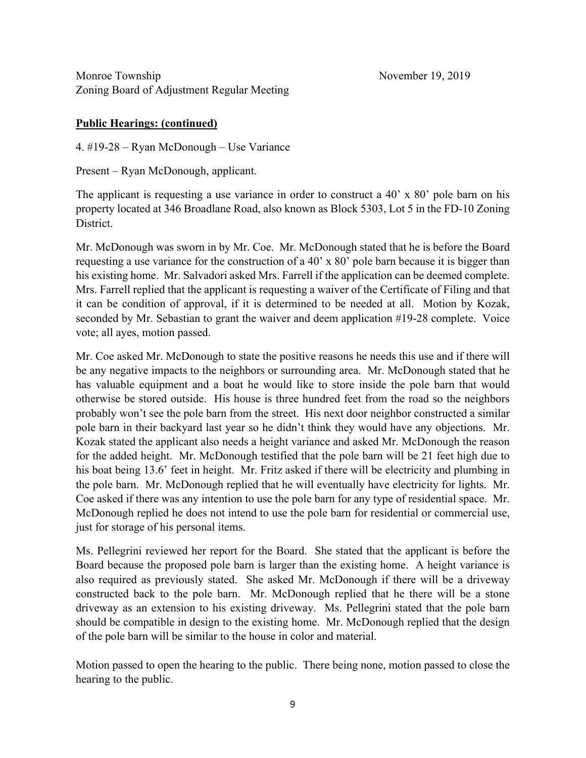Monroe Township November 19, 2019
Zoning Board of Adjustment Regular Meeting

**Public Hearings: (continued)**

4. #19-28 – Ryan McDonough – Use Variance

Present – Ryan McDonough, applicant.

The applicant is requesting a use variance in order to construct a 40' x 80' pole barn on his property located at 346 Broadlane Road, also known as Block 5303, Lot 5 in the FD-10 Zoning District.

Mr. McDonough was sworn in by Mr. Coe. Mr. McDonough stated that he is before the Board requesting a use variance for the construction of a 40' x 80' pole barn because it is bigger than his existing home. Mr. Salvadori asked Mrs. Farrell if the application can be deemed complete. Mrs. Farrell replied that the applicant is requesting a waiver of the Certificate of Filing and that it can be condition of approval, if it is determined to be needed at all. Motion by Kozak, seconded by Mr. Sebastian to grant the waiver and deem application #19-28 complete. Voice vote; all ayes, motion passed.

Mr. Coe asked Mr. McDonough to state the positive reasons he needs this use and if there will be any negative impacts to the neighbors or surrounding area. Mr. McDonough stated that he has valuable equipment and a boat he would like to store inside the pole barn that would otherwise be stored outside. His house is three hundred feet from the road so the neighbors probably won't see the pole barn from the street. His next door neighbor constructed a similar pole barn in their backyard last year so he didn't think they would have any objections. Mr. Kozak stated the applicant also needs a height variance and asked Mr. McDonough the reason for the added height. Mr. McDonough testified that the pole barn will be 21 feet high due to his boat being 13.6' feet in height. Mr. Fritz asked if there will be electricity and plumbing in the pole barn. Mr. McDonough replied that he will eventually have electricity for lights. Mr. Coe asked if there was any intention to use the pole barn for any type of residential space. Mr. McDonough replied he does not intend to use the pole barn for residential or commercial use, just for storage of his personal items.

Ms. Pellegrini reviewed her report for the Board. She stated that the applicant is before the Board because the proposed pole barn is larger than the existing home. A height variance is also required as previously stated. She asked Mr. McDonough if there will be a driveway constructed back to the pole barn. Mr. McDonough replied that he there will be a stone driveway as an extension to his existing driveway. Ms. Pellegrini stated that the pole barn should be compatible in design to the existing home. Mr. McDonough replied that the design of the pole barn will be similar to the house in color and material.

Motion passed to open the hearing to the public. There being none, motion passed to close the hearing to the public.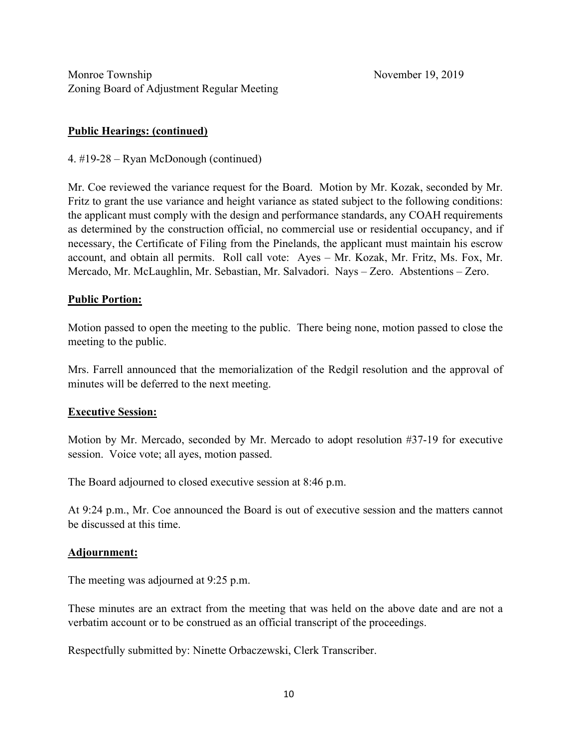Monroe Township
Zoning Board of Adjustment Regular Meeting

November 19, 2019

**Public Hearings: (continued)**

4. #19-28 – Ryan McDonough (continued)

Mr. Coe reviewed the variance request for the Board. Motion by Mr. Kozak, seconded by Mr. Fritz to grant the use variance and height variance as stated subject to the following conditions: the applicant must comply with the design and performance standards, any COAH requirements as determined by the construction official, no commercial use or residential occupancy, and if necessary, the Certificate of Filing from the Pinelands, the applicant must maintain his escrow account, and obtain all permits. Roll call vote: Ayes – Mr. Kozak, Mr. Fritz, Ms. Fox, Mr. Mercado, Mr. McLaughlin, Mr. Sebastian, Mr. Salvadori. Nays – Zero. Abstentions – Zero.

**Public Portion:**

Motion passed to open the meeting to the public. There being none, motion passed to close the meeting to the public.

Mrs. Farrell announced that the memorialization of the Redgil resolution and the approval of minutes will be deferred to the next meeting.

**Executive Session:**

Motion by Mr. Mercado, seconded by Mr. Mercado to adopt resolution #37-19 for executive session. Voice vote; all ayes, motion passed.

The Board adjourned to closed executive session at 8:46 p.m.

At 9:24 p.m., Mr. Coe announced the Board is out of executive session and the matters cannot be discussed at this time.

**Adjournment:**

The meeting was adjourned at 9:25 p.m.

These minutes are an extract from the meeting that was held on the above date and are not a verbatim account or to be construed as an official transcript of the proceedings.

Respectfully submitted by: Ninette Orbaczewski, Clerk Transcriber.